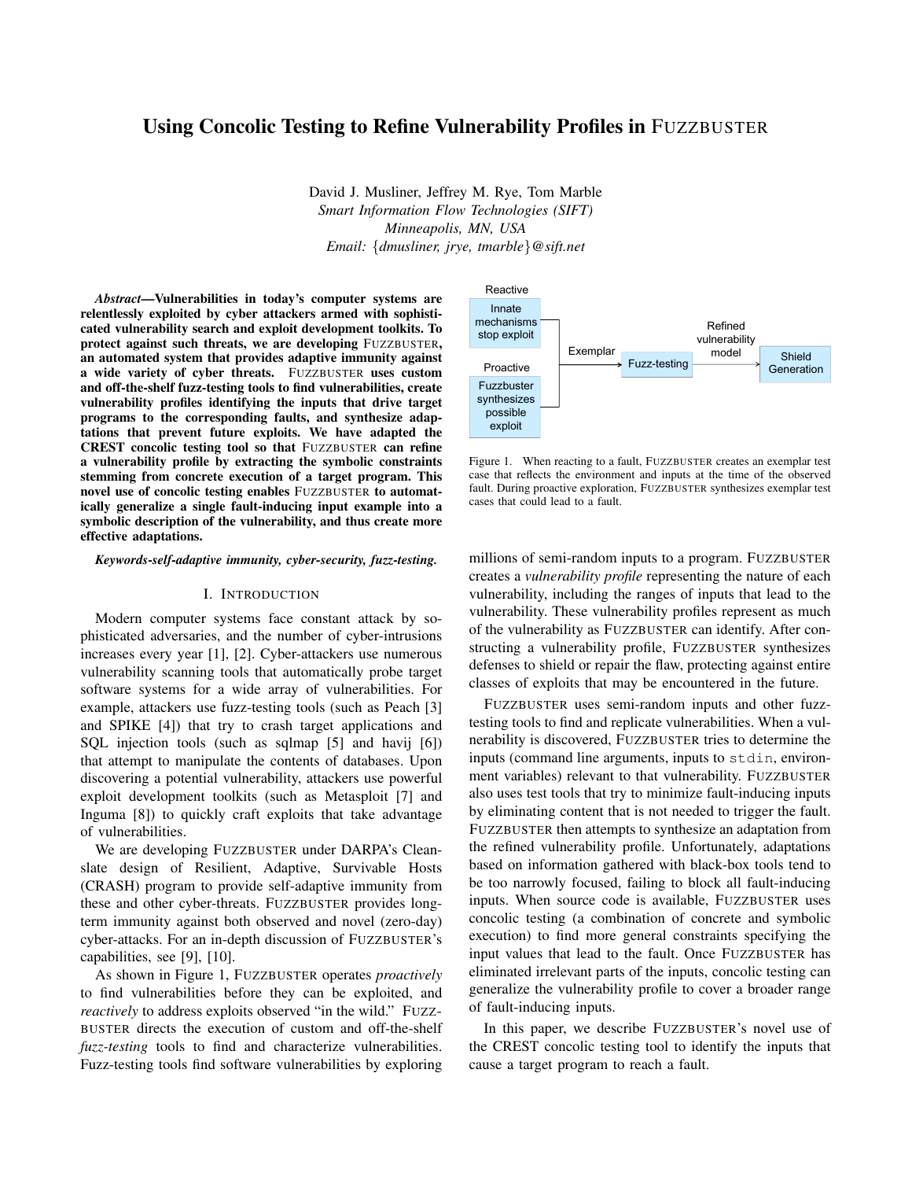# Using Concolic Testing to Refine Vulnerability Profiles in FUZZBUSTER

David J. Musliner, Jeffrey M. Rye, Tom Marble
*Smart Information Flow Technologies (SIFT)*
*Minneapolis, MN, USA*
*Email: {dmusliner, jrye, tmarble}@sift.net*

***Abstract*—Vulnerabilities in today's computer systems are relentlessly exploited by cyber attackers armed with sophisticated vulnerability search and exploit development toolkits. To protect against such threats, we are developing FUZZBUSTER, an automated system that provides adaptive immunity against a wide variety of cyber threats. FUZZBUSTER uses custom and off-the-shelf fuzz-testing tools to find vulnerabilities, create vulnerability profiles identifying the inputs that drive target programs to the corresponding faults, and synthesize adaptations that prevent future exploits. We have adapted the CREST concolic testing tool so that FUZZBUSTER can refine a vulnerability profile by extracting the symbolic constraints stemming from concrete execution of a target program. This novel use of concolic testing enables FUZZBUSTER to automatically generalize a single fault-inducing input example into a symbolic description of the vulnerability, and thus create more effective adaptations.**

***Keywords*-self-adaptive immunity, cyber-security, fuzz-testing.**

## I. INTRODUCTION

Modern computer systems face constant attack by sophisticated adversaries, and the number of cyber-intrusions increases every year [1], [2]. Cyber-attackers use numerous vulnerability scanning tools that automatically probe target software systems for a wide array of vulnerabilities. For example, attackers use fuzz-testing tools (such as Peach [3] and SPIKE [4]) that try to crash target applications and SQL injection tools (such as sqlmap [5] and havij [6]) that attempt to manipulate the contents of databases. Upon discovering a potential vulnerability, attackers use powerful exploit development toolkits (such as Metasploit [7] and Inguma [8]) to quickly craft exploits that take advantage of vulnerabilities.

We are developing FUZZBUSTER under DARPA's Clean-slate design of Resilient, Adaptive, Survivable Hosts (CRASH) program to provide self-adaptive immunity from these and other cyber-threats. FUZZBUSTER provides long-term immunity against both observed and novel (zero-day) cyber-attacks. For an in-depth discussion of FUZZBUSTER's capabilities, see [9], [10].

As shown in Figure 1, FUZZBUSTER operates *proactively* to find vulnerabilities before they can be exploited, and *reactively* to address exploits observed "in the wild." FUZZBUSTER directs the execution of custom and off-the-shelf *fuzz-testing* tools to find and characterize vulnerabilities. Fuzz-testing tools find software vulnerabilities by exploring millions of semi-random inputs to a program. FUZZBUSTER creates a *vulnerability profile* representing the nature of each vulnerability, including the ranges of inputs that lead to the vulnerability. These vulnerability profiles represent as much of the vulnerability as FUZZBUSTER can identify. After constructing a vulnerability profile, FUZZBUSTER synthesizes defenses to shield or repair the flaw, protecting against entire classes of exploits that may be encountered in the future.

Reactive: Innate mechanisms stop exploit → Exemplar → Fuzz-testing → Refined vulnerability model → Shield Generation
Proactive: Fuzzbuster synthesizes possible exploit → Exemplar

Figure 1. When reacting to a fault, FUZZBUSTER creates an exemplar test case that reflects the environment and inputs at the time of the observed fault. During proactive exploration, FUZZBUSTER synthesizes exemplar test cases that could lead to a fault.

FUZZBUSTER uses semi-random inputs and other fuzz-testing tools to find and replicate vulnerabilities. When a vulnerability is discovered, FUZZBUSTER tries to determine the inputs (command line arguments, inputs to `stdin`, environment variables) relevant to that vulnerability. FUZZBUSTER also uses test tools that try to minimize fault-inducing inputs by eliminating content that is not needed to trigger the fault. FUZZBUSTER then attempts to synthesize an adaptation from the refined vulnerability profile. Unfortunately, adaptations based on information gathered with black-box tools tend to be too narrowly focused, failing to block all fault-inducing inputs. When source code is available, FUZZBUSTER uses concolic testing (a combination of concrete and symbolic execution) to find more general constraints specifying the input values that lead to the fault. Once FUZZBUSTER has eliminated irrelevant parts of the inputs, concolic testing can generalize the vulnerability profile to cover a broader range of fault-inducing inputs.

In this paper, we describe FUZZBUSTER's novel use of the CREST concolic testing tool to identify the inputs that cause a target program to reach a fault.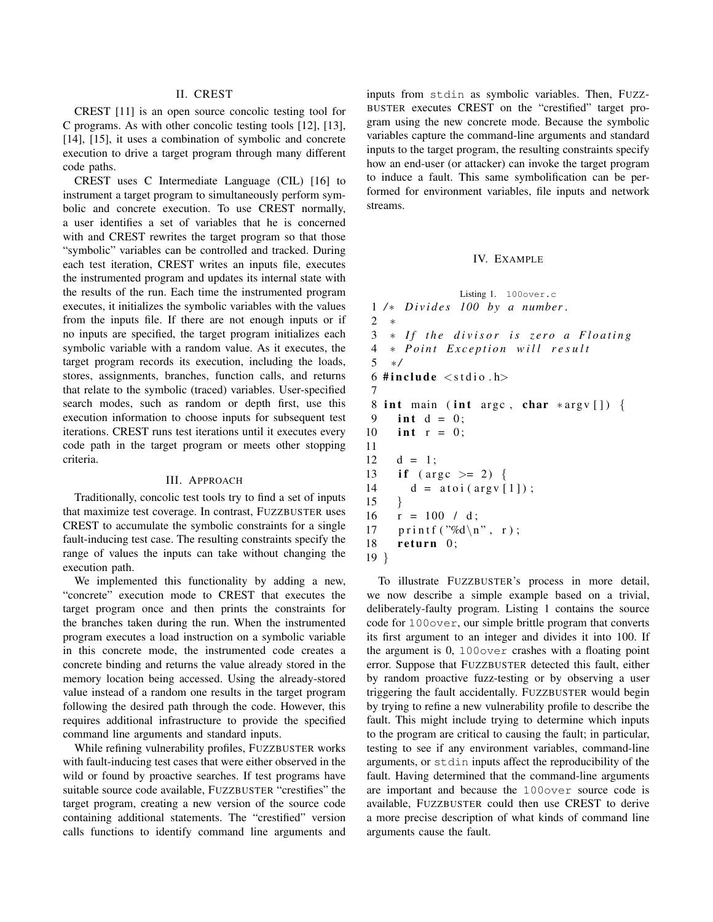## II. CREST

CREST [11] is an open source concolic testing tool for C programs. As with other concolic testing tools [12], [13], [14], [15], it uses a combination of symbolic and concrete execution to drive a target program through many different code paths.

CREST uses C Intermediate Language (CIL) [16] to instrument a target program to simultaneously perform symbolic and concrete execution. To use CREST normally, a user identifies a set of variables that he is concerned with and CREST rewrites the target program so that those "symbolic" variables can be controlled and tracked. During each test iteration, CREST writes an inputs file, executes the instrumented program and updates its internal state with the results of the run. Each time the instrumented program executes, it initializes the symbolic variables with the values from the inputs file. If there are not enough inputs or if no inputs are specified, the target program initializes each symbolic variable with a random value. As it executes, the target program records its execution, including the loads, stores, assignments, branches, function calls, and returns that relate to the symbolic (traced) variables. User-specified search modes, such as random or depth first, use this execution information to choose inputs for subsequent test iterations. CREST runs test iterations until it executes every code path in the target program or meets other stopping criteria.

## III. Approach

Traditionally, concolic test tools try to find a set of inputs that maximize test coverage. In contrast, FuzzBuster uses CREST to accumulate the symbolic constraints for a single fault-inducing test case. The resulting constraints specify the range of values the inputs can take without changing the execution path.

We implemented this functionality by adding a new, "concrete" execution mode to CREST that executes the target program once and then prints the constraints for the branches taken during the run. When the instrumented program executes a load instruction on a symbolic variable in this concrete mode, the instrumented code creates a concrete binding and returns the value already stored in the memory location being accessed. Using the already-stored value instead of a random one results in the target program following the desired path through the code. However, this requires additional infrastructure to provide the specified command line arguments and standard inputs.

While refining vulnerability profiles, FuzzBuster works with fault-inducing test cases that were either observed in the wild or found by proactive searches. If test programs have suitable source code available, FuzzBuster "crestifies" the target program, creating a new version of the source code containing additional statements. The "crestified" version calls functions to identify command line arguments and inputs from `stdin` as symbolic variables. Then, FuzzBuster executes CREST on the "crestified" target program using the new concrete mode. Because the symbolic variables capture the command-line arguments and standard inputs to the target program, the resulting constraints specify how an end-user (or attacker) can invoke the target program to induce a fault. This same symbolification can be performed for environment variables, file inputs and network streams.

## IV. Example

Listing 1. `100over.c`

```c
1 /* Divides 100 by a number.
2  *
3  * If the divisor is zero a Floating
4  * Point Exception will result
5  */
6 #include <stdio.h>
7
8 int main (int argc, char *argv[]) {
9    int d = 0;
10   int r = 0;
11
12   d = 1;
13   if (argc >= 2) {
14     d = atoi(argv[1]);
15   }
16   r = 100 / d;
17   printf("%d\n", r);
18   return 0;
19 }
```

To illustrate FuzzBuster's process in more detail, we now describe a simple example based on a trivial, deliberately-faulty program. Listing 1 contains the source code for `100over`, our simple brittle program that converts its first argument to an integer and divides it into 100. If the argument is 0, `100over` crashes with a floating point error. Suppose that FuzzBuster detected this fault, either by random proactive fuzz-testing or by observing a user triggering the fault accidentally. FuzzBuster would begin by trying to refine a new vulnerability profile to describe the fault. This might include trying to determine which inputs to the program are critical to causing the fault; in particular, testing to see if any environment variables, command-line arguments, or `stdin` inputs affect the reproducibility of the fault. Having determined that the command-line arguments are important and because the `100over` source code is available, FuzzBuster could then use CREST to derive a more precise description of what kinds of command line arguments cause the fault.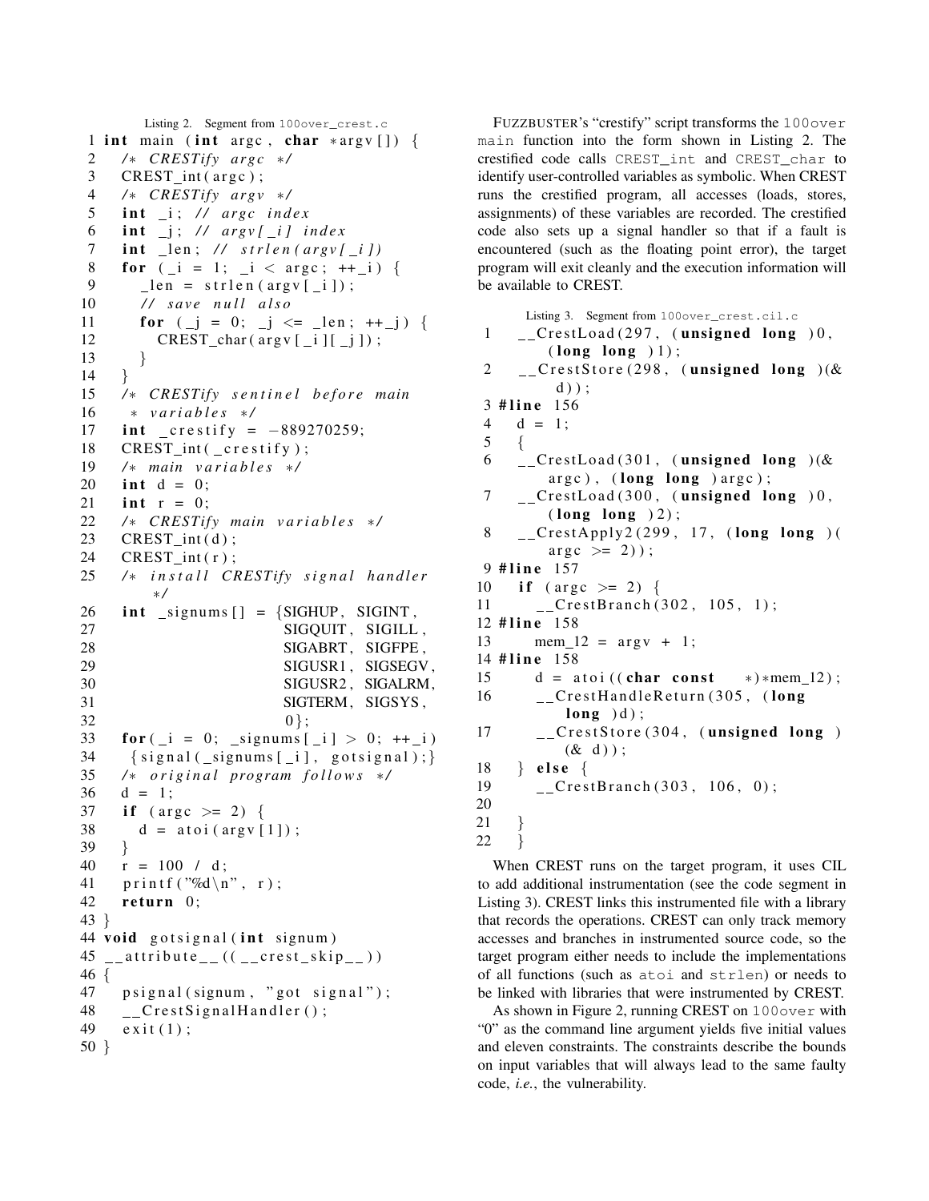Listing 2. Segment from `100over_crest.c`

```
1 int main (int argc, char *argv[]) {
2   /* CRESTify argc */
3   CREST_int(argc);
4   /* CRESTify argv */
5   int _i; // argc index
6   int _j; // argv[_i] index
7   int _len; // strlen(argv[_i])
8   for (_i = 1; _i < argc; ++_i) {
9     _len = strlen(argv[_i]);
10    // save null also
11    for (_j = 0; _j <= _len; ++_j) {
12      CREST_char(argv[_i][_j]);
13    }
14  }
15  /* CRESTify sentinel before main
16   * variables */
17  int _crestify = -889270259;
18  CREST_int(_crestify);
19  /* main variables */
20  int d = 0;
21  int r = 0;
22  /* CRESTify main variables */
23  CREST_int(d);
24  CREST_int(r);
25  /* install CRESTify signal handler
      */
26  int _signums[] = {SIGHUP, SIGINT,
27                    SIGQUIT, SIGILL,
28                    SIGABRT, SIGFPE,
29                    SIGUSR1, SIGSEGV,
30                    SIGUSR2, SIGALRM,
31                    SIGTERM, SIGSYS,
32                    0};
33  for(_i = 0; _signums[_i] > 0; ++_i)
34   {signal(_signums[_i], gotsignal);}
35  /* original program follows */
36  d = 1;
37  if (argc >= 2) {
38    d = atoi(argv[1]);
39  }
40  r = 100 / d;
41  printf("%d\n", r);
42  return 0;
43 }
44 void gotsignal(int signum)
45 __attribute__((__crest_skip__))
46 {
47   psignal(signum, "got signal");
48   __CrestSignalHandler();
49   exit(1);
50 }
```

FUZZBUSTER's "crestify" script transforms the `100over` `main` function into the form shown in Listing 2. The crestified code calls `CREST_int` and `CREST_char` to identify user-controlled variables as symbolic. When CREST runs the crestified program, all accesses (loads, stores, assignments) of these variables are recorded. The crestified code also sets up a signal handler so that if a fault is encountered (such as the floating point error), the target program will exit cleanly and the execution information will be available to CREST.

Listing 3. Segment from `100over_crest.cil.c`

```
1    __CrestLoad(297, (unsigned long )0,
        (long long )1);
2    __CrestStore(298, (unsigned long )(&
        d));
3 #line 156
4    d = 1;
5    {
6    __CrestLoad(301, (unsigned long )(&
        argc), (long long )argc);
7    __CrestLoad(300, (unsigned long )0,
        (long long )2);
8    __CrestApply2(299, 17, (long long )(
        argc >= 2));
9 #line 157
10   if (argc >= 2) {
11     __CrestBranch(302, 105, 1);
12 #line 158
13     mem_12 = argv + 1;
14 #line 158
15     d = atoi((char const   *)*mem_12);
16     __CrestHandleReturn(305, (long
          long )d);
17     __CrestStore(304, (unsigned long )
          (& d));
18   } else {
19     __CrestBranch(303, 106, 0);
20
21   }
22   }
```

When CREST runs on the target program, it uses CIL to add additional instrumentation (see the code segment in Listing 3). CREST links this instrumented file with a library that records the operations. CREST can only track memory accesses and branches in instrumented source code, so the target program either needs to include the implementations of all functions (such as `atoi` and `strlen`) or needs to be linked with libraries that were instrumented by CREST.

As shown in Figure 2, running CREST on `100over` with "0" as the command line argument yields five initial values and eleven constraints. The constraints describe the bounds on input variables that will always lead to the same faulty code, *i.e.*, the vulnerability.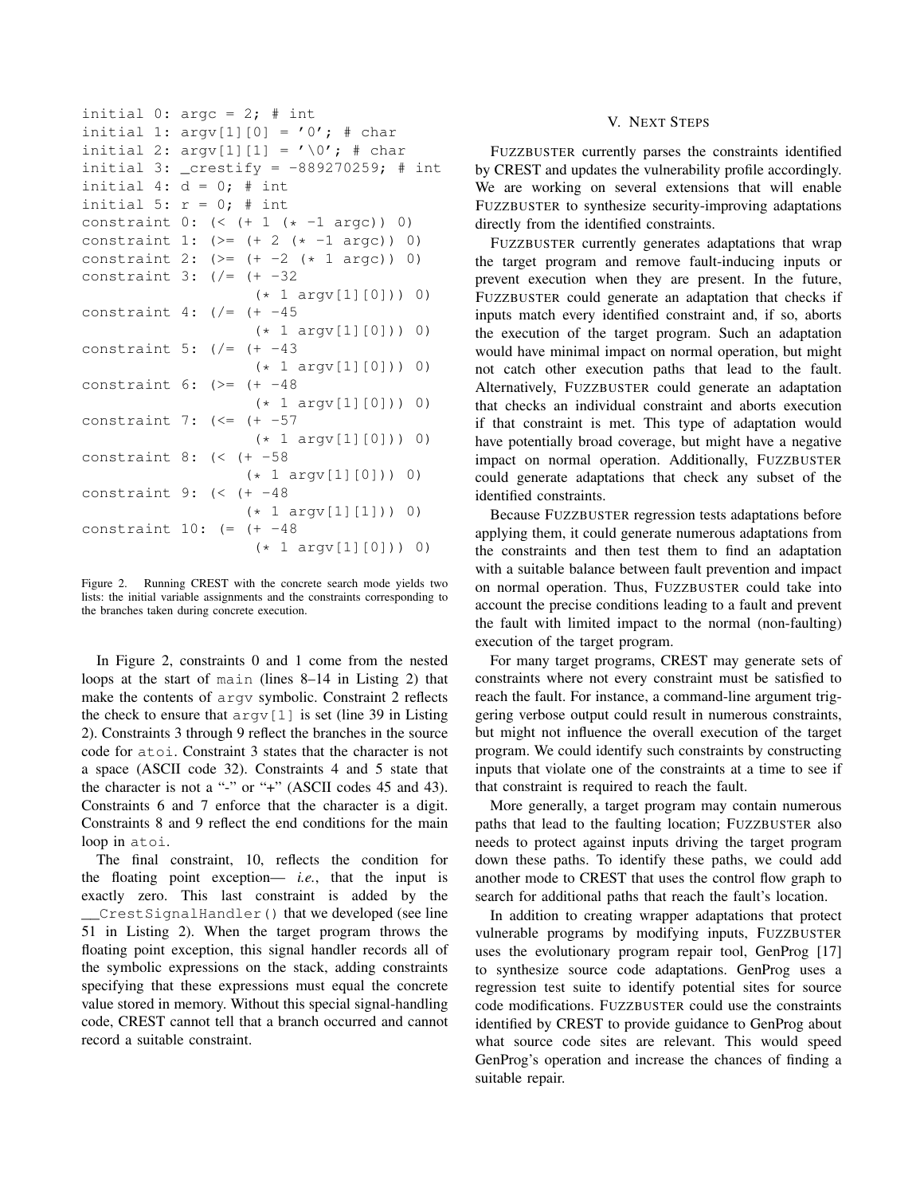```
initial 0: argc = 2; # int
initial 1: argv[1][0] = '0'; # char
initial 2: argv[1][1] = '\0'; # char
initial 3: _crestify = -889270259; # int
initial 4: d = 0; # int
initial 5: r = 0; # int
constraint 0: (< (+ 1 (* -1 argc)) 0)
constraint 1: (>= (+ 2 (* -1 argc)) 0)
constraint 2: (>= (+ -2 (* 1 argc)) 0)
constraint 3: (/= (+ -32
                  (* 1 argv[1][0])) 0)
constraint 4: (/= (+ -45
                  (* 1 argv[1][0])) 0)
constraint 5: (/= (+ -43
                  (* 1 argv[1][0])) 0)
constraint 6: (>= (+ -48
                  (* 1 argv[1][0])) 0)
constraint 7: (<= (+ -57
                  (* 1 argv[1][0])) 0)
constraint 8: (< (+ -58
                 (* 1 argv[1][0])) 0)
constraint 9: (< (+ -48
                 (* 1 argv[1][1])) 0)
constraint 10: (= (+ -48
                  (* 1 argv[1][0])) 0)
```

Figure 2. Running CREST with the concrete search mode yields two lists: the initial variable assignments and the constraints corresponding to the branches taken during concrete execution.

In Figure 2, constraints 0 and 1 come from the nested loops at the start of `main` (lines 8–14 in Listing 2) that make the contents of `argv` symbolic. Constraint 2 reflects the check to ensure that `argv[1]` is set (line 39 in Listing 2). Constraints 3 through 9 reflect the branches in the source code for `atoi`. Constraint 3 states that the character is not a space (ASCII code 32). Constraints 4 and 5 state that the character is not a "-" or "+" (ASCII codes 45 and 43). Constraints 6 and 7 enforce that the character is a digit. Constraints 8 and 9 reflect the end conditions for the main loop in `atoi`.

The final constraint, 10, reflects the condition for the floating point exception— *i.e.*, that the input is exactly zero. This last constraint is added by the `__CrestSignalHandler()` that we developed (see line 51 in Listing 2). When the target program throws the floating point exception, this signal handler records all of the symbolic expressions on the stack, adding constraints specifying that these expressions must equal the concrete value stored in memory. Without this special signal-handling code, CREST cannot tell that a branch occurred and cannot record a suitable constraint.

## V. Next Steps

FUZZBUSTER currently parses the constraints identified by CREST and updates the vulnerability profile accordingly. We are working on several extensions that will enable FUZZBUSTER to synthesize security-improving adaptations directly from the identified constraints.

FUZZBUSTER currently generates adaptations that wrap the target program and remove fault-inducing inputs or prevent execution when they are present. In the future, FUZZBUSTER could generate an adaptation that checks if inputs match every identified constraint and, if so, aborts the execution of the target program. Such an adaptation would have minimal impact on normal operation, but might not catch other execution paths that lead to the fault. Alternatively, FUZZBUSTER could generate an adaptation that checks an individual constraint and aborts execution if that constraint is met. This type of adaptation would have potentially broad coverage, but might have a negative impact on normal operation. Additionally, FUZZBUSTER could generate adaptations that check any subset of the identified constraints.

Because FUZZBUSTER regression tests adaptations before applying them, it could generate numerous adaptations from the constraints and then test them to find an adaptation with a suitable balance between fault prevention and impact on normal operation. Thus, FUZZBUSTER could take into account the precise conditions leading to a fault and prevent the fault with limited impact to the normal (non-faulting) execution of the target program.

For many target programs, CREST may generate sets of constraints where not every constraint must be satisfied to reach the fault. For instance, a command-line argument triggering verbose output could result in numerous constraints, but might not influence the overall execution of the target program. We could identify such constraints by constructing inputs that violate one of the constraints at a time to see if that constraint is required to reach the fault.

More generally, a target program may contain numerous paths that lead to the faulting location; FUZZBUSTER also needs to protect against inputs driving the target program down these paths. To identify these paths, we could add another mode to CREST that uses the control flow graph to search for additional paths that reach the fault's location.

In addition to creating wrapper adaptations that protect vulnerable programs by modifying inputs, FUZZBUSTER uses the evolutionary program repair tool, GenProg [17] to synthesize source code adaptations. GenProg uses a regression test suite to identify potential sites for source code modifications. FUZZBUSTER could use the constraints identified by CREST to provide guidance to GenProg about what source code sites are relevant. This would speed GenProg's operation and increase the chances of finding a suitable repair.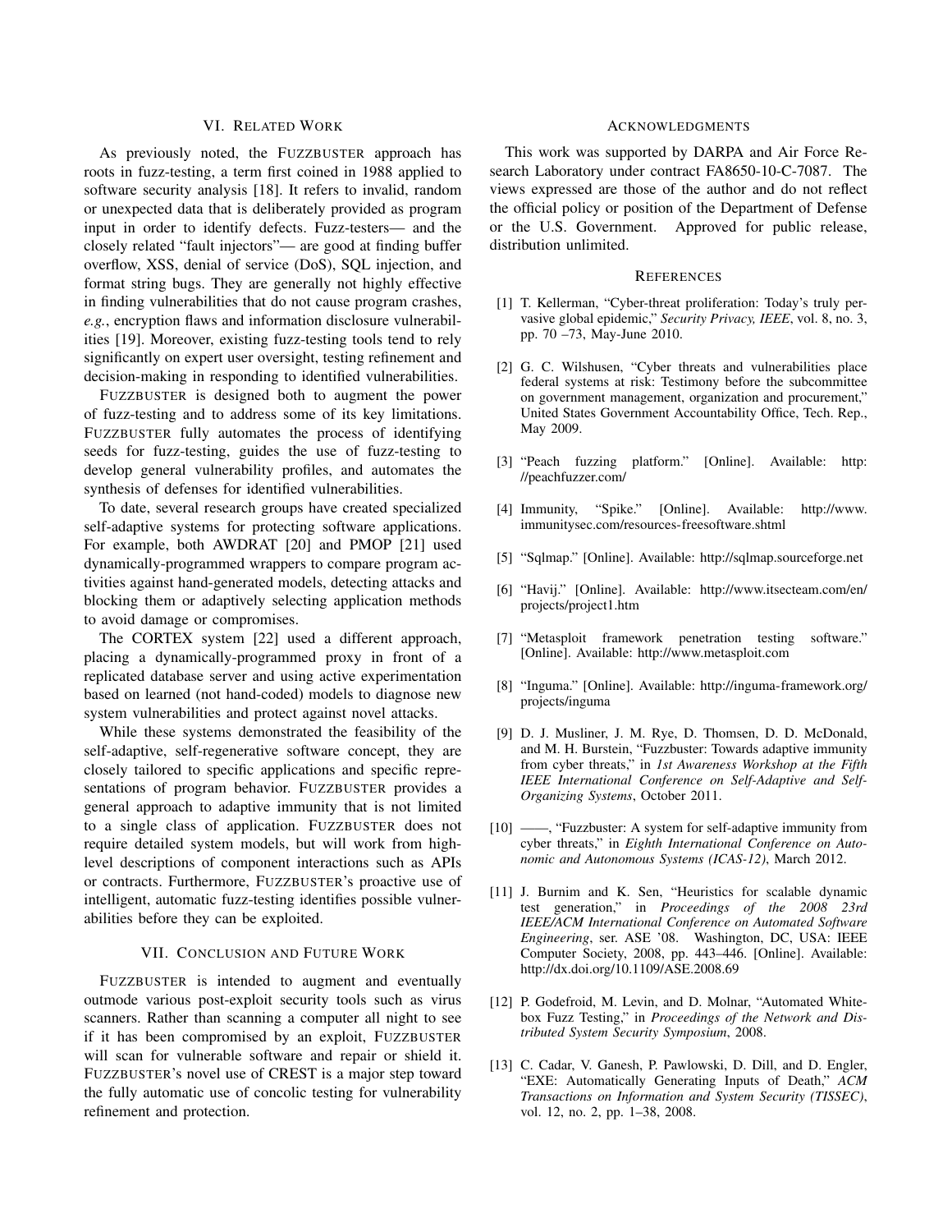## VI. Related Work

As previously noted, the FUZZBUSTER approach has roots in fuzz-testing, a term first coined in 1988 applied to software security analysis [18]. It refers to invalid, random or unexpected data that is deliberately provided as program input in order to identify defects. Fuzz-testers— and the closely related "fault injectors"— are good at finding buffer overflow, XSS, denial of service (DoS), SQL injection, and format string bugs. They are generally not highly effective in finding vulnerabilities that do not cause program crashes, *e.g.*, encryption flaws and information disclosure vulnerabilities [19]. Moreover, existing fuzz-testing tools tend to rely significantly on expert user oversight, testing refinement and decision-making in responding to identified vulnerabilities.

FUZZBUSTER is designed both to augment the power of fuzz-testing and to address some of its key limitations. FUZZBUSTER fully automates the process of identifying seeds for fuzz-testing, guides the use of fuzz-testing to develop general vulnerability profiles, and automates the synthesis of defenses for identified vulnerabilities.

To date, several research groups have created specialized self-adaptive systems for protecting software applications. For example, both AWDRAT [20] and PMOP [21] used dynamically-programmed wrappers to compare program activities against hand-generated models, detecting attacks and blocking them or adaptively selecting application methods to avoid damage or compromises.

The CORTEX system [22] used a different approach, placing a dynamically-programmed proxy in front of a replicated database server and using active experimentation based on learned (not hand-coded) models to diagnose new system vulnerabilities and protect against novel attacks.

While these systems demonstrated the feasibility of the self-adaptive, self-regenerative software concept, they are closely tailored to specific applications and specific representations of program behavior. FUZZBUSTER provides a general approach to adaptive immunity that is not limited to a single class of application. FUZZBUSTER does not require detailed system models, but will work from high-level descriptions of component interactions such as APIs or contracts. Furthermore, FUZZBUSTER's proactive use of intelligent, automatic fuzz-testing identifies possible vulnerabilities before they can be exploited.

## VII. Conclusion and Future Work

FUZZBUSTER is intended to augment and eventually outmode various post-exploit security tools such as virus scanners. Rather than scanning a computer all night to see if it has been compromised by an exploit, FUZZBUSTER will scan for vulnerable software and repair or shield it. FUZZBUSTER's novel use of CREST is a major step toward the fully automatic use of concolic testing for vulnerability refinement and protection.

## Acknowledgments

This work was supported by DARPA and Air Force Research Laboratory under contract FA8650-10-C-7087. The views expressed are those of the author and do not reflect the official policy or position of the Department of Defense or the U.S. Government. Approved for public release, distribution unlimited.

## References

[1] T. Kellerman, "Cyber-threat proliferation: Today's truly pervasive global epidemic," *Security Privacy, IEEE*, vol. 8, no. 3, pp. 70 –73, May-June 2010.

[2] G. C. Wilshusen, "Cyber threats and vulnerabilities place federal systems at risk: Testimony before the subcommittee on government management, organization and procurement," United States Government Accountability Office, Tech. Rep., May 2009.

[3] "Peach fuzzing platform." [Online]. Available: http://peachfuzzer.com/

[4] Immunity, "Spike." [Online]. Available: http://www.immunitysec.com/resources-freesoftware.shtml

[5] "Sqlmap." [Online]. Available: http://sqlmap.sourceforge.net

[6] "Havij." [Online]. Available: http://www.itsecteam.com/en/projects/project1.htm

[7] "Metasploit framework penetration testing software." [Online]. Available: http://www.metasploit.com

[8] "Inguma." [Online]. Available: http://inguma-framework.org/projects/inguma

[9] D. J. Musliner, J. M. Rye, D. Thomsen, D. D. McDonald, and M. H. Burstein, "Fuzzbuster: Towards adaptive immunity from cyber threats," in *1st Awareness Workshop at the Fifth IEEE International Conference on Self-Adaptive and Self-Organizing Systems*, October 2011.

[10] ——, "Fuzzbuster: A system for self-adaptive immunity from cyber threats," in *Eighth International Conference on Autonomic and Autonomous Systems (ICAS-12)*, March 2012.

[11] J. Burnim and K. Sen, "Heuristics for scalable dynamic test generation," in *Proceedings of the 2008 23rd IEEE/ACM International Conference on Automated Software Engineering*, ser. ASE '08. Washington, DC, USA: IEEE Computer Society, 2008, pp. 443–446. [Online]. Available: http://dx.doi.org/10.1109/ASE.2008.69

[12] P. Godefroid, M. Levin, and D. Molnar, "Automated Whitebox Fuzz Testing," in *Proceedings of the Network and Distributed System Security Symposium*, 2008.

[13] C. Cadar, V. Ganesh, P. Pawlowski, D. Dill, and D. Engler, "EXE: Automatically Generating Inputs of Death," *ACM Transactions on Information and System Security (TISSEC)*, vol. 12, no. 2, pp. 1–38, 2008.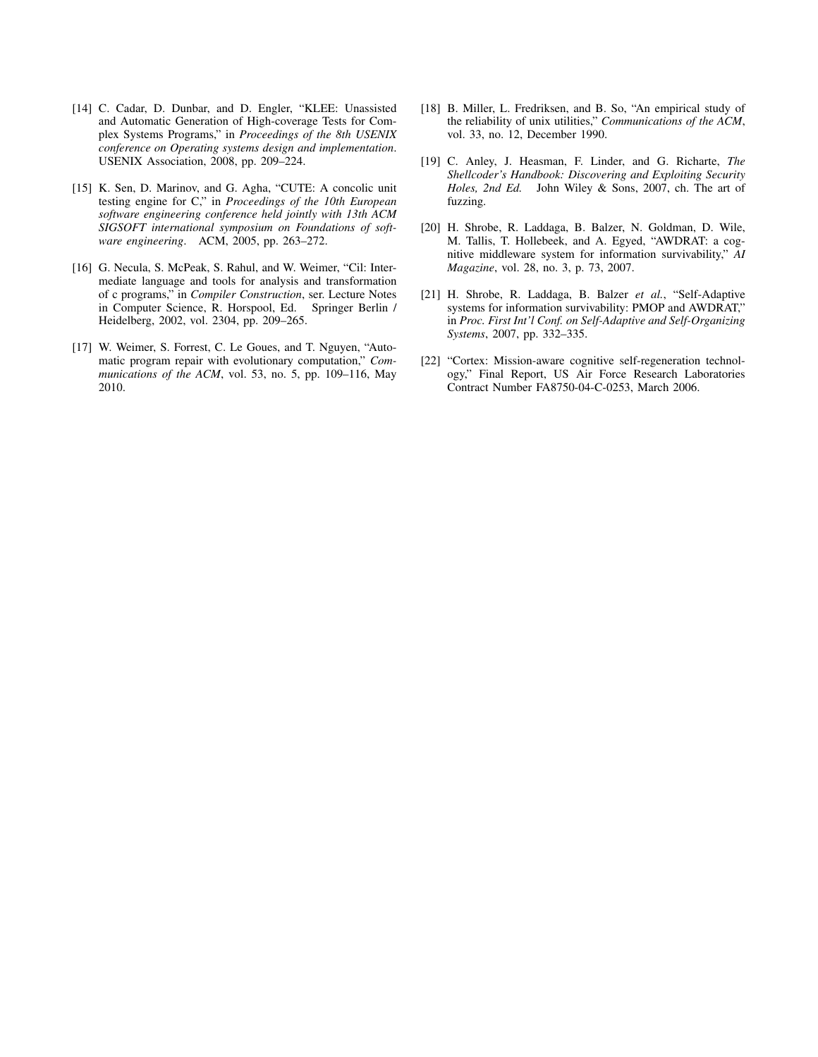[14] C. Cadar, D. Dunbar, and D. Engler, "KLEE: Unassisted and Automatic Generation of High-coverage Tests for Complex Systems Programs," in *Proceedings of the 8th USENIX conference on Operating systems design and implementation*. USENIX Association, 2008, pp. 209–224.

[15] K. Sen, D. Marinov, and G. Agha, "CUTE: A concolic unit testing engine for C," in *Proceedings of the 10th European software engineering conference held jointly with 13th ACM SIGSOFT international symposium on Foundations of software engineering*. ACM, 2005, pp. 263–272.

[16] G. Necula, S. McPeak, S. Rahul, and W. Weimer, "Cil: Intermediate language and tools for analysis and transformation of c programs," in *Compiler Construction*, ser. Lecture Notes in Computer Science, R. Horspool, Ed. Springer Berlin / Heidelberg, 2002, vol. 2304, pp. 209–265.

[17] W. Weimer, S. Forrest, C. Le Goues, and T. Nguyen, "Automatic program repair with evolutionary computation," *Communications of the ACM*, vol. 53, no. 5, pp. 109–116, May 2010.

[18] B. Miller, L. Fredriksen, and B. So, "An empirical study of the reliability of unix utilities," *Communications of the ACM*, vol. 33, no. 12, December 1990.

[19] C. Anley, J. Heasman, F. Linder, and G. Richarte, *The Shellcoder's Handbook: Discovering and Exploiting Security Holes, 2nd Ed.* John Wiley & Sons, 2007, ch. The art of fuzzing.

[20] H. Shrobe, R. Laddaga, B. Balzer, N. Goldman, D. Wile, M. Tallis, T. Hollebeek, and A. Egyed, "AWDRAT: a cognitive middleware system for information survivability," *AI Magazine*, vol. 28, no. 3, p. 73, 2007.

[21] H. Shrobe, R. Laddaga, B. Balzer *et al.*, "Self-Adaptive systems for information survivability: PMOP and AWDRAT," in *Proc. First Int'l Conf. on Self-Adaptive and Self-Organizing Systems*, 2007, pp. 332–335.

[22] "Cortex: Mission-aware cognitive self-regeneration technology," Final Report, US Air Force Research Laboratories Contract Number FA8750-04-C-0253, March 2006.